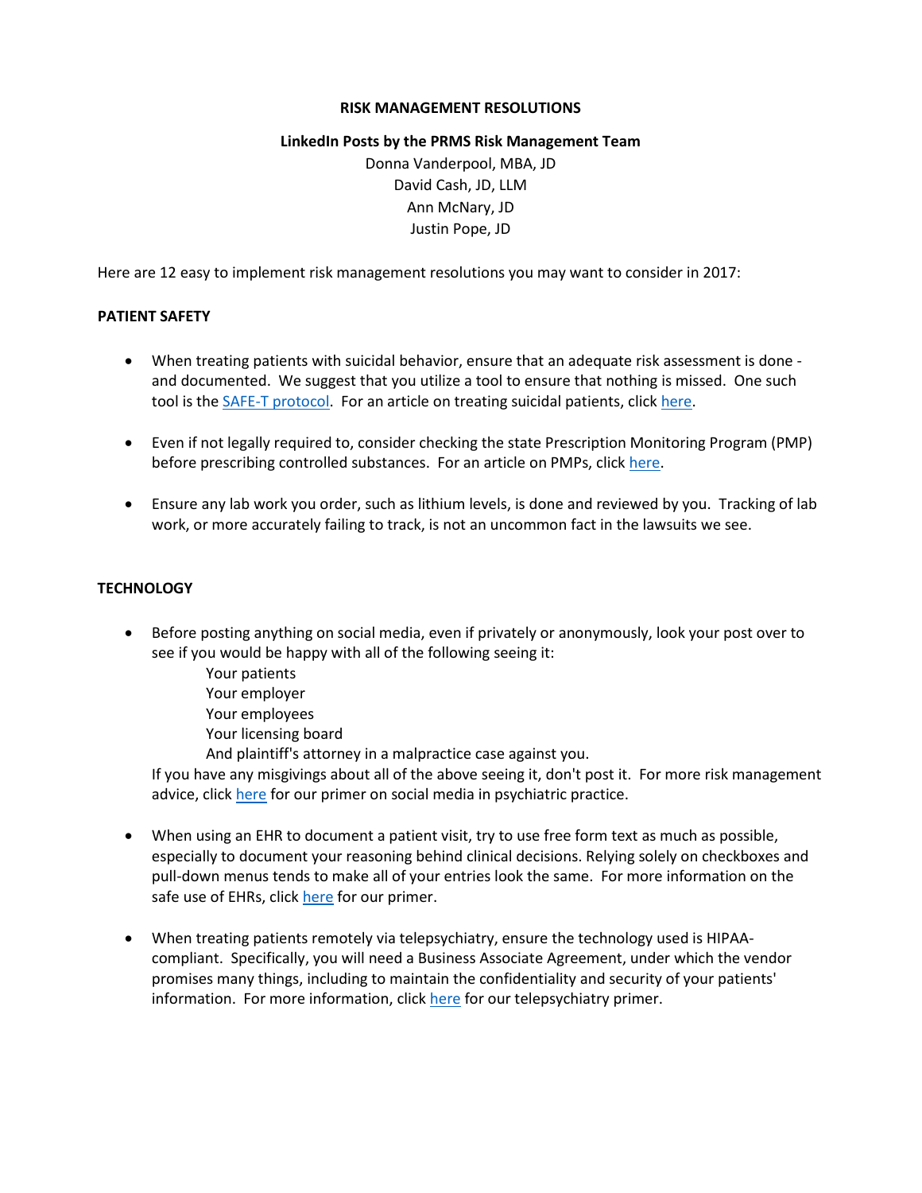**RISK MANAGEMENT RESOLUTIONS**

**LinkedIn Posts by the PRMS Risk Management Team**

Donna Vanderpool, MBA, JD
David Cash, JD, LLM
Ann McNary, JD
Justin Pope, JD

Here are 12 easy to implement risk management resolutions you may want to consider in 2017:

**PATIENT SAFETY**

- When treating patients with suicidal behavior, ensure that an adequate risk assessment is done - and documented. We suggest that you utilize a tool to ensure that nothing is missed. One such tool is the SAFE-T protocol. For an article on treating suicidal patients, click here.

- Even if not legally required to, consider checking the state Prescription Monitoring Program (PMP) before prescribing controlled substances. For an article on PMPs, click here.

- Ensure any lab work you order, such as lithium levels, is done and reviewed by you. Tracking of lab work, or more accurately failing to track, is not an uncommon fact in the lawsuits we see.

**TECHNOLOGY**

- Before posting anything on social media, even if privately or anonymously, look your post over to see if you would be happy with all of the following seeing it:

  Your patients
  Your employer
  Your employees
  Your licensing board
  And plaintiff's attorney in a malpractice case against you.

  If you have any misgivings about all of the above seeing it, don't post it. For more risk management advice, click here for our primer on social media in psychiatric practice.

- When using an EHR to document a patient visit, try to use free form text as much as possible, especially to document your reasoning behind clinical decisions. Relying solely on checkboxes and pull-down menus tends to make all of your entries look the same. For more information on the safe use of EHRs, click here for our primer.

- When treating patients remotely via telepsychiatry, ensure the technology used is HIPAA-compliant. Specifically, you will need a Business Associate Agreement, under which the vendor promises many things, including to maintain the confidentiality and security of your patients' information. For more information, click here for our telepsychiatry primer.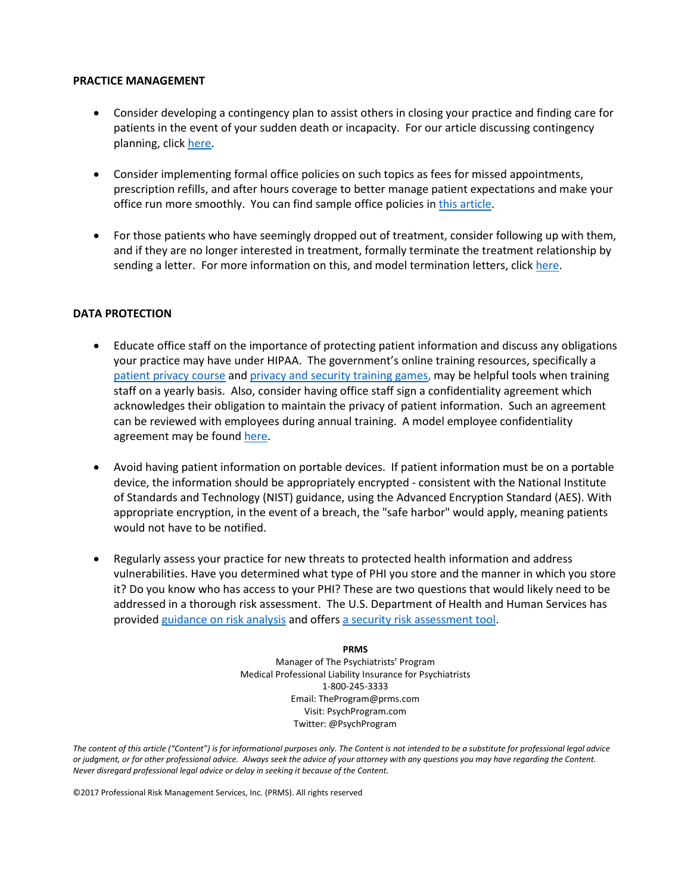**PRACTICE MANAGEMENT**

- Consider developing a contingency plan to assist others in closing your practice and finding care for patients in the event of your sudden death or incapacity. For our article discussing contingency planning, click here.
- Consider implementing formal office policies on such topics as fees for missed appointments, prescription refills, and after hours coverage to better manage patient expectations and make your office run more smoothly. You can find sample office policies in this article.
- For those patients who have seemingly dropped out of treatment, consider following up with them, and if they are no longer interested in treatment, formally terminate the treatment relationship by sending a letter. For more information on this, and model termination letters, click here.

**DATA PROTECTION**

- Educate office staff on the importance of protecting patient information and discuss any obligations your practice may have under HIPAA. The government's online training resources, specifically a patient privacy course and privacy and security training games, may be helpful tools when training staff on a yearly basis. Also, consider having office staff sign a confidentiality agreement which acknowledges their obligation to maintain the privacy of patient information. Such an agreement can be reviewed with employees during annual training. A model employee confidentiality agreement may be found here.
- Avoid having patient information on portable devices. If patient information must be on a portable device, the information should be appropriately encrypted - consistent with the National Institute of Standards and Technology (NIST) guidance, using the Advanced Encryption Standard (AES). With appropriate encryption, in the event of a breach, the "safe harbor" would apply, meaning patients would not have to be notified.
- Regularly assess your practice for new threats to protected health information and address vulnerabilities. Have you determined what type of PHI you store and the manner in which you store it? Do you know who has access to your PHI? These are two questions that would likely need to be addressed in a thorough risk assessment. The U.S. Department of Health and Human Services has provided guidance on risk analysis and offers a security risk assessment tool.

**PRMS**
Manager of The Psychiatrists' Program
Medical Professional Liability Insurance for Psychiatrists
1-800-245-3333
Email: TheProgram@prms.com
Visit: PsychProgram.com
Twitter: @PsychProgram

*The content of this article ("Content") is for informational purposes only. The Content is not intended to be a substitute for professional legal advice or judgment, or for other professional advice. Always seek the advice of your attorney with any questions you may have regarding the Content. Never disregard professional legal advice or delay in seeking it because of the Content.*

©2017 Professional Risk Management Services, Inc. (PRMS). All rights reserved